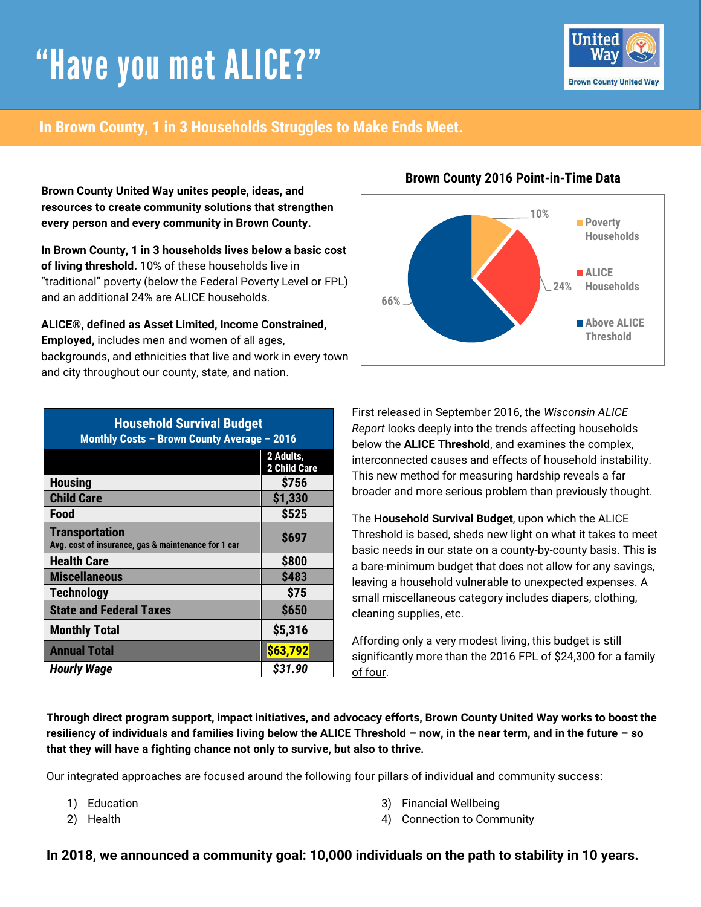# "Have you met ALICE?"

Brown County United Way

## In Brown County, 1 in 3 Households Struggles to Make Ends Meet.

**Brown County United Way unites people, ideas, and resources to create community solutions that strengthen every person and every community in Brown County.**

**In Brown County, 1 in 3 households lives below a basic cost of living threshold.** 10% of these households live in "traditional" poverty (below the Federal Poverty Level or FPL) and an additional 24% are ALICE households.

**ALICE®, defined as Asset Limited, Income Constrained, Employed,** includes men and women of all ages, backgrounds, and ethnicities that live and work in every town and city throughout our county, state, and nation.

**Brown County 2016 Point-in-Time Data**

| Category | Percent |
|---|---|
| Poverty Households | 10% |
| ALICE Households | 24% |
| Above ALICE Threshold | 66% |

| Household Survival Budget<br>Monthly Costs – Brown County Average – 2016 | 2 Adults, 2 Child Care |
|---|---|
| **Housing** | **$756** |
| **Child Care** | **$1,330** |
| **Food** | **$525** |
| **Transportation**<br>Avg. cost of insurance, gas & maintenance for 1 car | **$697** |
| **Health Care** | **$800** |
| **Miscellaneous** | **$483** |
| **Technology** | **$75** |
| **State and Federal Taxes** | **$650** |
| **Monthly Total** | **$5,316** |
| **Annual Total** | **$63,792** |
| ***Hourly Wage*** | ***$31.90*** |

First released in September 2016, the *Wisconsin ALICE Report* looks deeply into the trends affecting households below the **ALICE Threshold**, and examines the complex, interconnected causes and effects of household instability. This new method for measuring hardship reveals a far broader and more serious problem than previously thought.

The **Household Survival Budget**, upon which the ALICE Threshold is based, sheds new light on what it takes to meet basic needs in our state on a county-by-county basis. This is a bare-minimum budget that does not allow for any savings, leaving a household vulnerable to unexpected expenses. A small miscellaneous category includes diapers, clothing, cleaning supplies, etc.

Affording only a very modest living, this budget is still significantly more than the 2016 FPL of $24,300 for a family of four.

**Through direct program support, impact initiatives, and advocacy efforts, Brown County United Way works to boost the resiliency of individuals and families living below the ALICE Threshold – now, in the near term, and in the future – so that they will have a fighting chance not only to survive, but also to thrive.**

Our integrated approaches are focused around the following four pillars of individual and community success:

1) Education
2) Health
3) Financial Wellbeing
4) Connection to Community

**In 2018, we announced a community goal: 10,000 individuals on the path to stability in 10 years.**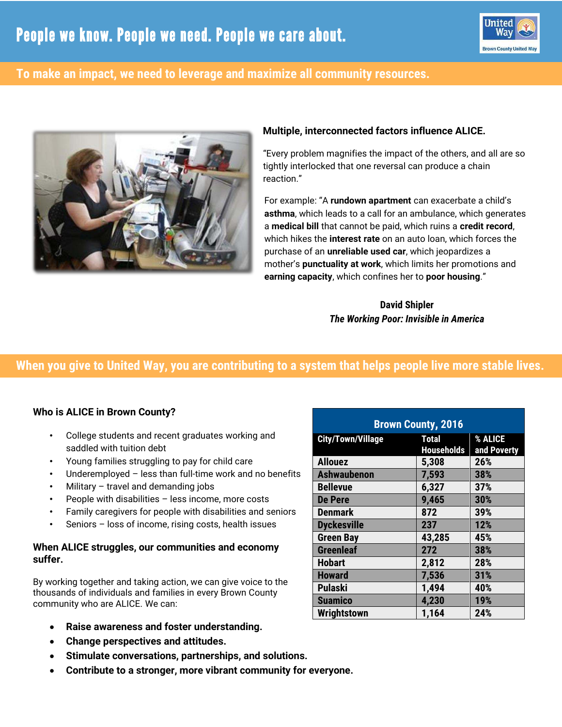# People we know. People we need. People we care about.

**To make an impact, we need to leverage and maximize all community resources.**

### Multiple, interconnected factors influence ALICE.

"Every problem magnifies the impact of the others, and all are so tightly interlocked that one reversal can produce a chain reaction."

For example: "A **rundown apartment** can exacerbate a child's **asthma**, which leads to a call for an ambulance, which generates a **medical bill** that cannot be paid, which ruins a **credit record**, which hikes the **interest rate** on an auto loan, which forces the purchase of an **unreliable used car**, which jeopardizes a mother's **punctuality at work**, which limits her promotions and **earning capacity**, which confines her to **poor housing**."

**David Shipler**
***The Working Poor: Invisible in America***

**When you give to United Way, you are contributing to a system that helps people live more stable lives.**

### Who is ALICE in Brown County?

- College students and recent graduates working and saddled with tuition debt
- Young families struggling to pay for child care
- Underemployed – less than full-time work and no benefits
- Military – travel and demanding jobs
- People with disabilities – less income, more costs
- Family caregivers for people with disabilities and seniors
- Seniors – loss of income, rising costs, health issues

| Brown County, 2016 | | |
|---|---|---|
| **City/Town/Village** | **Total Households** | **% ALICE and Poverty** |
| Allouez | 5,308 | 26% |
| Ashwaubenon | 7,593 | 38% |
| Bellevue | 6,327 | 37% |
| De Pere | 9,465 | 30% |
| Denmark | 872 | 39% |
| Dyckesville | 237 | 12% |
| Green Bay | 43,285 | 45% |
| Greenleaf | 272 | 38% |
| Hobart | 2,812 | 28% |
| Howard | 7,536 | 31% |
| Pulaski | 1,494 | 40% |
| Suamico | 4,230 | 19% |
| Wrightstown | 1,164 | 24% |

### When ALICE struggles, our communities and economy suffer.

By working together and taking action, we can give voice to the thousands of individuals and families in every Brown County community who are ALICE. We can:

- **Raise awareness and foster understanding.**
- **Change perspectives and attitudes.**
- **Stimulate conversations, partnerships, and solutions.**
- **Contribute to a stronger, more vibrant community for everyone.**